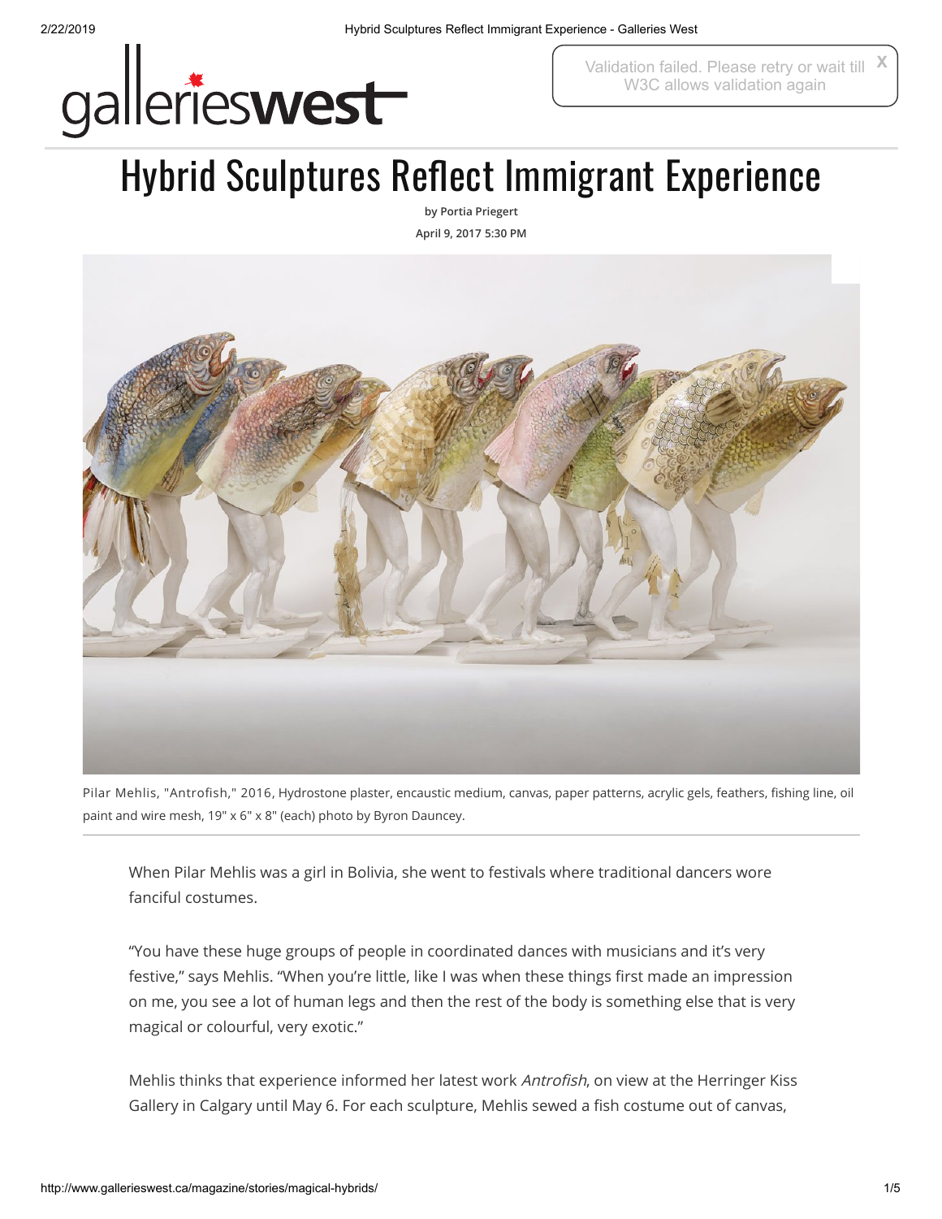# Hybrid Sculptures Reflect Immigrant Experience

**by Portia Priegert**

**April 9, 2017 5:30 PM**

Pilar Mehlis, "Antrofish," 2016, Hydrostone plaster, encaustic medium, canvas, paper patterns, acrylic gels, feathers, fishing line, oil paint and wire mesh, 19" x 6" x 8" (each) photo by Byron Dauncey.

When Pilar Mehlis was a girl in Bolivia, she went to festivals where traditional dancers wore fanciful costumes.

"You have these huge groups of people in coordinated dances with musicians and it's very festive," says Mehlis. "When you're little, like I was when these things first made an impression on me, you see a lot of human legs and then the rest of the body is something else that is very magical or colourful, very exotic."

Mehlis thinks that experience informed her latest work *Antrofish*, on view at the Herringer Kiss Gallery in Calgary until May 6. For each sculpture, Mehlis sewed a fish costume out of canvas,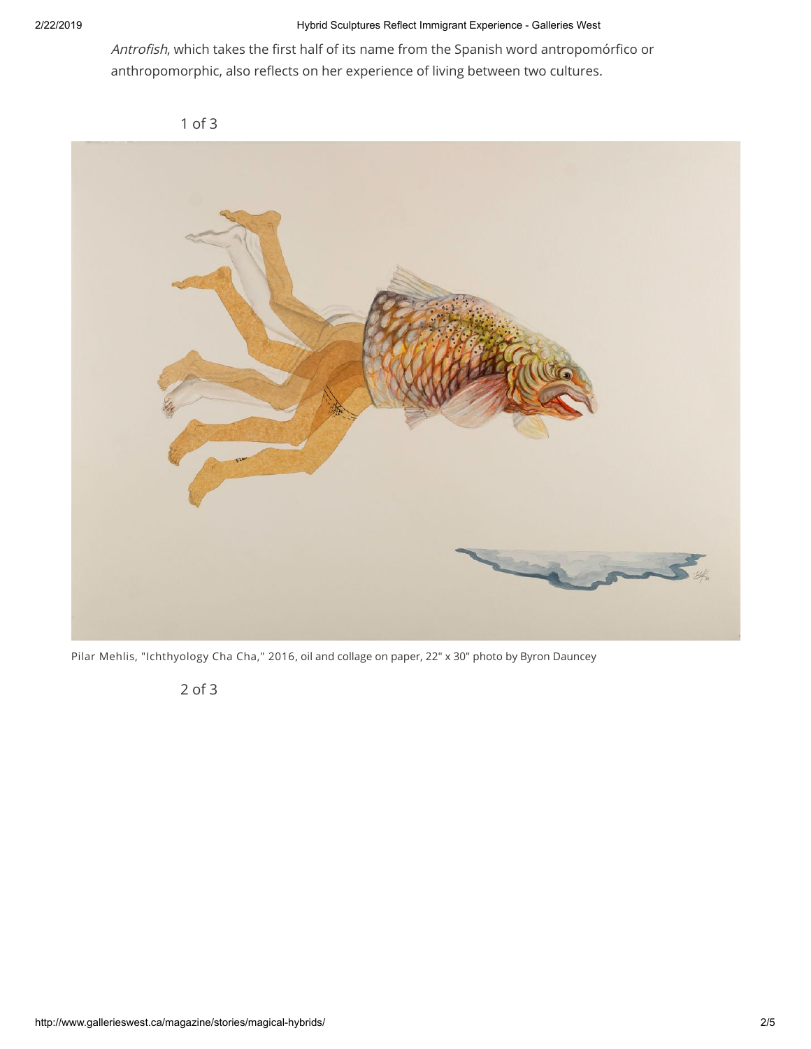*Antrofish*, which takes the first half of its name from the Spanish word antropomórfico or anthropomorphic, also reflects on her experience of living between two cultures.

1 of 3

Pilar Mehlis, "Ichthyology Cha Cha," 2016, oil and collage on paper, 22" x 30" photo by Byron Dauncey

2 of 3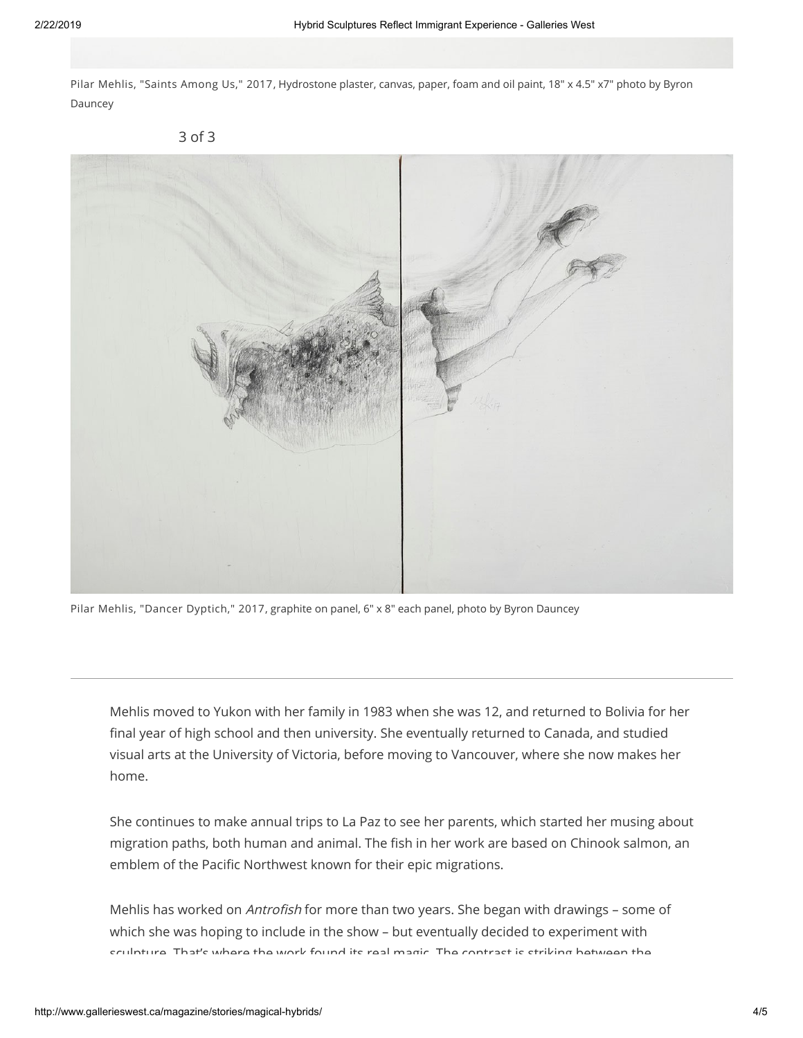Pilar Mehlis, "Saints Among Us," 2017, Hydrostone plaster, canvas, paper, foam and oil paint, 18" x 4.5" x7" photo by Byron Dauncey

3 of 3

Pilar Mehlis, "Dancer Dyptich," 2017, graphite on panel, 6" x 8" each panel, photo by Byron Dauncey

---

Mehlis moved to Yukon with her family in 1983 when she was 12, and returned to Bolivia for her final year of high school and then university. She eventually returned to Canada, and studied visual arts at the University of Victoria, before moving to Vancouver, where she now makes her home.

She continues to make annual trips to La Paz to see her parents, which started her musing about migration paths, both human and animal. The fish in her work are based on Chinook salmon, an emblem of the Pacific Northwest known for their epic migrations.

Mehlis has worked on *Antrofish* for more than two years. She began with drawings – some of which she was hoping to include in the show – but eventually decided to experiment with sculpture. That's where the work found its real magic. The contrast is striking between the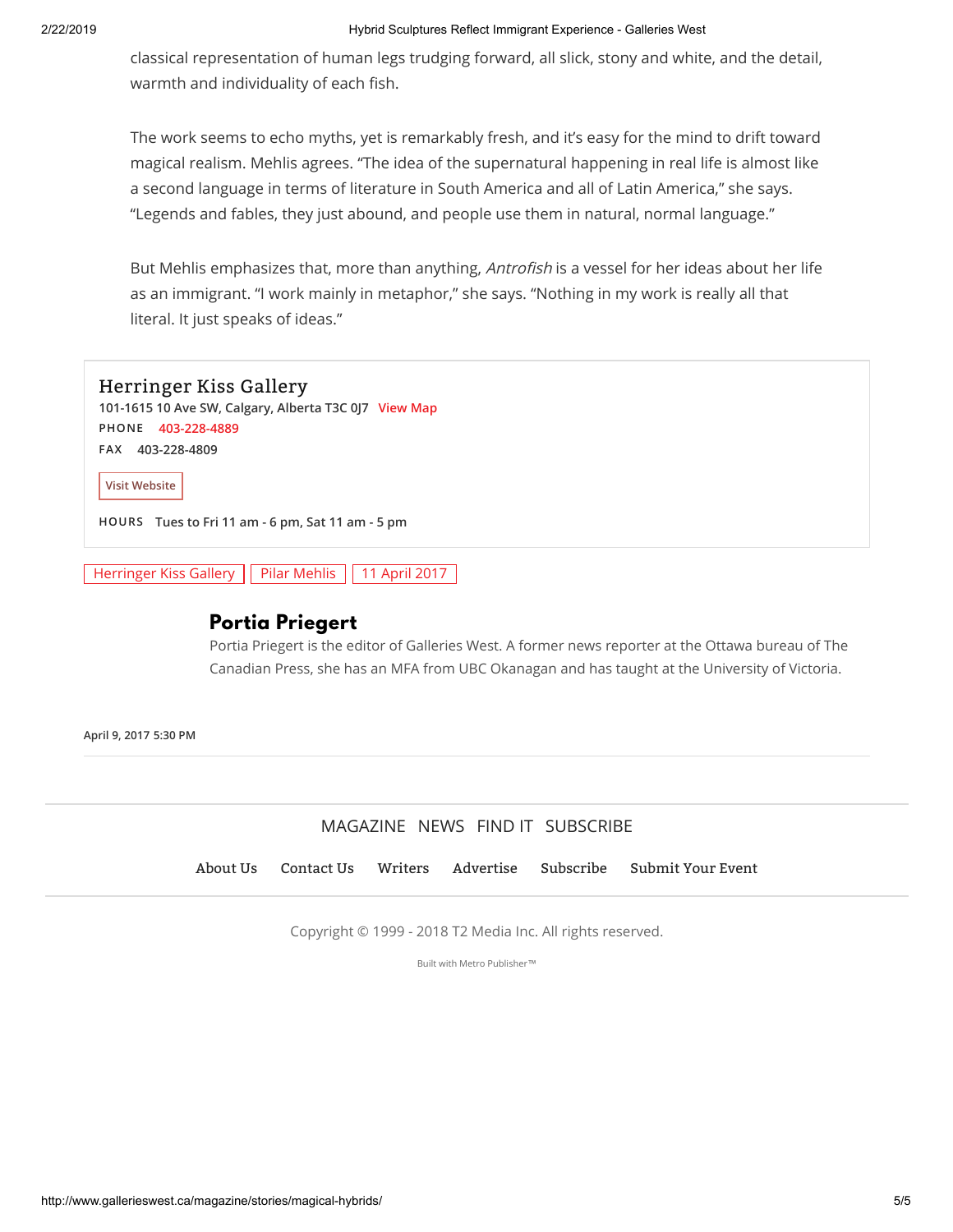classical representation of human legs trudging forward, all slick, stony and white, and the detail, warmth and individuality of each fish.

The work seems to echo myths, yet is remarkably fresh, and it's easy for the mind to drift toward magical realism. Mehlis agrees. "The idea of the supernatural happening in real life is almost like a second language in terms of literature in South America and all of Latin America," she says. "Legends and fables, they just abound, and people use them in natural, normal language."

But Mehlis emphasizes that, more than anything, *Antrofish* is a vessel for her ideas about her life as an immigrant. "I work mainly in metaphor," she says. "Nothing in my work is really all that literal. It just speaks of ideas."

## Herringer Kiss Gallery

**101-1615 10 Ave SW, Calgary, Alberta T3C 0J7** View Map

**PHONE** 403-228-4889

**FAX** 403-228-4809

Visit Website

**HOURS** Tues to Fri 11 am - 6 pm, Sat 11 am - 5 pm

Herringer Kiss Gallery | Pilar Mehlis | 11 April 2017

### Portia Priegert

Portia Priegert is the editor of Galleries West. A former news reporter at the Ottawa bureau of The Canadian Press, she has an MFA from UBC Okanagan and has taught at the University of Victoria.

**April 9, 2017 5:30 PM**

MAGAZINE NEWS FIND IT SUBSCRIBE

About Us Contact Us Writers Advertise Subscribe Submit Your Event

Copyright © 1999 - 2018 T2 Media Inc. All rights reserved.

Built with Metro Publisher™